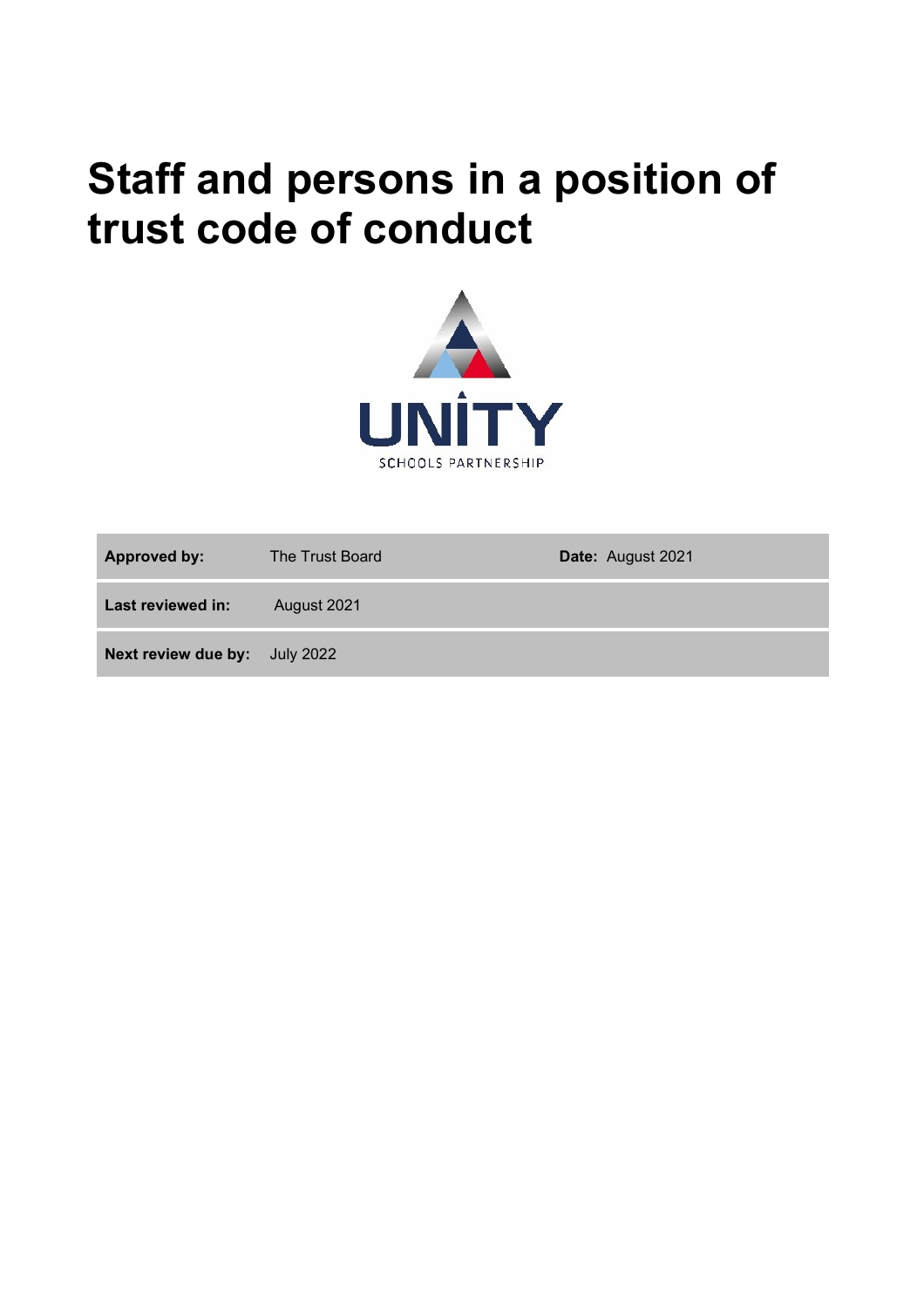# Staff and persons in a position of trust code of conduct

UNITY SCHOOLS PARTNERSHIP

| | | |
|---|---|---|
| **Approved by:** | The Trust Board | **Date:** August 2021 |
| **Last reviewed in:** | August 2021 | |
| **Next review due by:** | July 2022 | |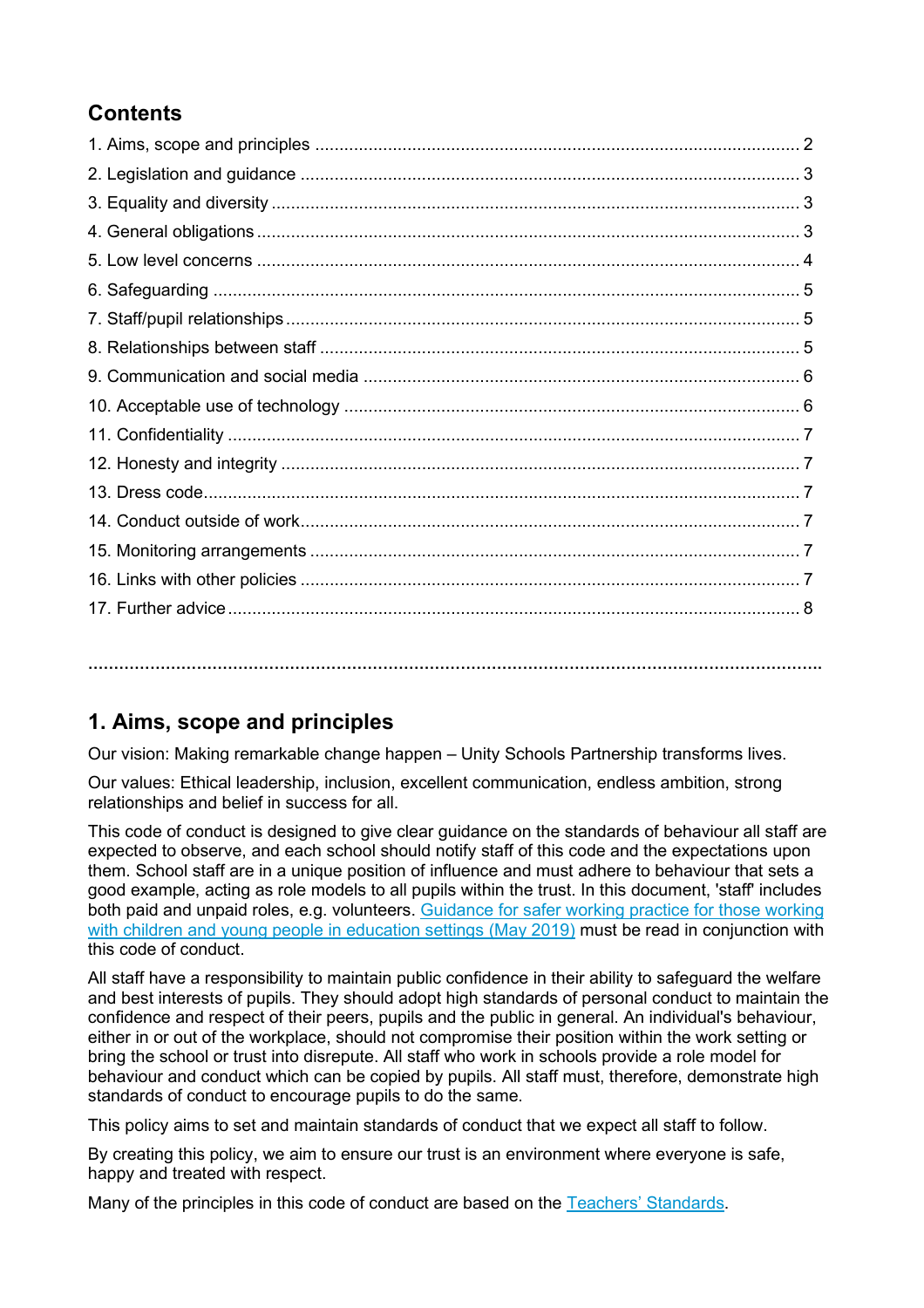## Contents

1. Aims, scope and principles ........................................................................................................ 2
2. Legislation and guidance ........................................................................................................ 3
3. Equality and diversity ........................................................................................................ 3
4. General obligations ........................................................................................................ 3
5. Low level concerns ........................................................................................................ 4
6. Safeguarding ........................................................................................................ 5
7. Staff/pupil relationships ........................................................................................................ 5
8. Relationships between staff ........................................................................................................ 5
9. Communication and social media ........................................................................................................ 6
10. Acceptable use of technology ........................................................................................................ 6
11. Confidentiality ........................................................................................................ 7
12. Honesty and integrity ........................................................................................................ 7
13. Dress code ........................................................................................................ 7
14. Conduct outside of work ........................................................................................................ 7
15. Monitoring arrangements ........................................................................................................ 7
16. Links with other policies ........................................................................................................ 7
17. Further advice ........................................................................................................ 8

................................................................................................................................................

## 1. Aims, scope and principles

Our vision: Making remarkable change happen – Unity Schools Partnership transforms lives.

Our values: Ethical leadership, inclusion, excellent communication, endless ambition, strong relationships and belief in success for all.

This code of conduct is designed to give clear guidance on the standards of behaviour all staff are expected to observe, and each school should notify staff of this code and the expectations upon them. School staff are in a unique position of influence and must adhere to behaviour that sets a good example, acting as role models to all pupils within the trust. In this document, 'staff' includes both paid and unpaid roles, e.g. volunteers. [Guidance for safer working practice for those working with children and young people in education settings (May 2019)] must be read in conjunction with this code of conduct.

All staff have a responsibility to maintain public confidence in their ability to safeguard the welfare and best interests of pupils. They should adopt high standards of personal conduct to maintain the confidence and respect of their peers, pupils and the public in general. An individual's behaviour, either in or out of the workplace, should not compromise their position within the work setting or bring the school or trust into disrepute. All staff who work in schools provide a role model for behaviour and conduct which can be copied by pupils. All staff must, therefore, demonstrate high standards of conduct to encourage pupils to do the same.

This policy aims to set and maintain standards of conduct that we expect all staff to follow.

By creating this policy, we aim to ensure our trust is an environment where everyone is safe, happy and treated with respect.

Many of the principles in this code of conduct are based on the [Teachers' Standards].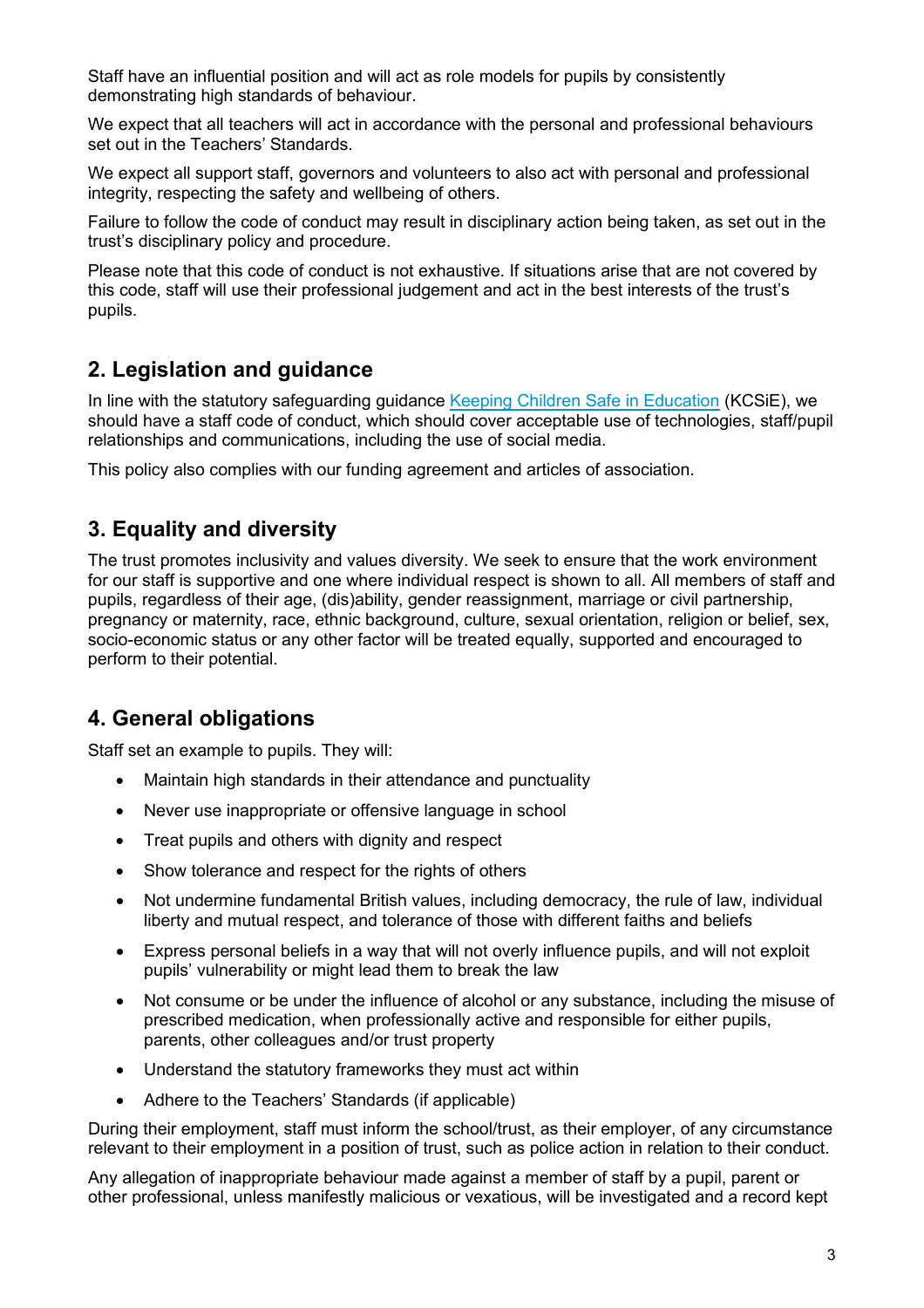Staff have an influential position and will act as role models for pupils by consistently demonstrating high standards of behaviour.

We expect that all teachers will act in accordance with the personal and professional behaviours set out in the Teachers' Standards.

We expect all support staff, governors and volunteers to also act with personal and professional integrity, respecting the safety and wellbeing of others.

Failure to follow the code of conduct may result in disciplinary action being taken, as set out in the trust's disciplinary policy and procedure.

Please note that this code of conduct is not exhaustive. If situations arise that are not covered by this code, staff will use their professional judgement and act in the best interests of the trust's pupils.

## 2. Legislation and guidance

In line with the statutory safeguarding guidance Keeping Children Safe in Education (KCSiE), we should have a staff code of conduct, which should cover acceptable use of technologies, staff/pupil relationships and communications, including the use of social media.

This policy also complies with our funding agreement and articles of association.

## 3. Equality and diversity

The trust promotes inclusivity and values diversity. We seek to ensure that the work environment for our staff is supportive and one where individual respect is shown to all. All members of staff and pupils, regardless of their age, (dis)ability, gender reassignment, marriage or civil partnership, pregnancy or maternity, race, ethnic background, culture, sexual orientation, religion or belief, sex, socio-economic status or any other factor will be treated equally, supported and encouraged to perform to their potential.

## 4. General obligations

Staff set an example to pupils. They will:

- Maintain high standards in their attendance and punctuality
- Never use inappropriate or offensive language in school
- Treat pupils and others with dignity and respect
- Show tolerance and respect for the rights of others
- Not undermine fundamental British values, including democracy, the rule of law, individual liberty and mutual respect, and tolerance of those with different faiths and beliefs
- Express personal beliefs in a way that will not overly influence pupils, and will not exploit pupils' vulnerability or might lead them to break the law
- Not consume or be under the influence of alcohol or any substance, including the misuse of prescribed medication, when professionally active and responsible for either pupils, parents, other colleagues and/or trust property
- Understand the statutory frameworks they must act within
- Adhere to the Teachers' Standards (if applicable)

During their employment, staff must inform the school/trust, as their employer, of any circumstance relevant to their employment in a position of trust, such as police action in relation to their conduct.

Any allegation of inappropriate behaviour made against a member of staff by a pupil, parent or other professional, unless manifestly malicious or vexatious, will be investigated and a record kept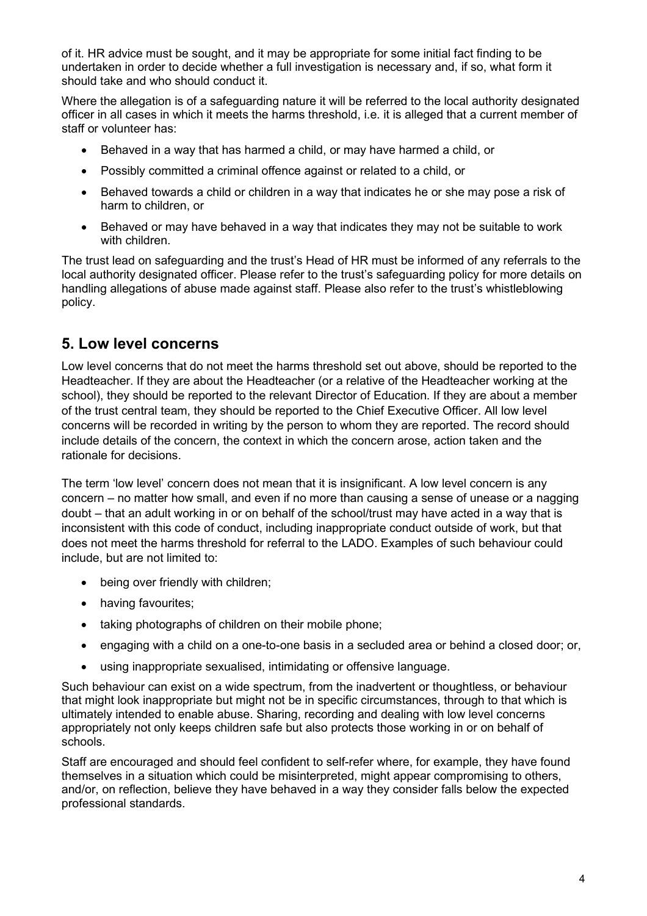of it. HR advice must be sought, and it may be appropriate for some initial fact finding to be undertaken in order to decide whether a full investigation is necessary and, if so, what form it should take and who should conduct it.

Where the allegation is of a safeguarding nature it will be referred to the local authority designated officer in all cases in which it meets the harms threshold, i.e. it is alleged that a current member of staff or volunteer has:

- Behaved in a way that has harmed a child, or may have harmed a child, or
- Possibly committed a criminal offence against or related to a child, or
- Behaved towards a child or children in a way that indicates he or she may pose a risk of harm to children, or
- Behaved or may have behaved in a way that indicates they may not be suitable to work with children.

The trust lead on safeguarding and the trust's Head of HR must be informed of any referrals to the local authority designated officer. Please refer to the trust's safeguarding policy for more details on handling allegations of abuse made against staff. Please also refer to the trust's whistleblowing policy.

## 5. Low level concerns

Low level concerns that do not meet the harms threshold set out above, should be reported to the Headteacher. If they are about the Headteacher (or a relative of the Headteacher working at the school), they should be reported to the relevant Director of Education. If they are about a member of the trust central team, they should be reported to the Chief Executive Officer. All low level concerns will be recorded in writing by the person to whom they are reported. The record should include details of the concern, the context in which the concern arose, action taken and the rationale for decisions.

The term 'low level' concern does not mean that it is insignificant. A low level concern is any concern – no matter how small, and even if no more than causing a sense of unease or a nagging doubt – that an adult working in or on behalf of the school/trust may have acted in a way that is inconsistent with this code of conduct, including inappropriate conduct outside of work, but that does not meet the harms threshold for referral to the LADO. Examples of such behaviour could include, but are not limited to:

- being over friendly with children;
- having favourites;
- taking photographs of children on their mobile phone;
- engaging with a child on a one-to-one basis in a secluded area or behind a closed door; or,
- using inappropriate sexualised, intimidating or offensive language.

Such behaviour can exist on a wide spectrum, from the inadvertent or thoughtless, or behaviour that might look inappropriate but might not be in specific circumstances, through to that which is ultimately intended to enable abuse. Sharing, recording and dealing with low level concerns appropriately not only keeps children safe but also protects those working in or on behalf of schools.

Staff are encouraged and should feel confident to self-refer where, for example, they have found themselves in a situation which could be misinterpreted, might appear compromising to others, and/or, on reflection, believe they have behaved in a way they consider falls below the expected professional standards.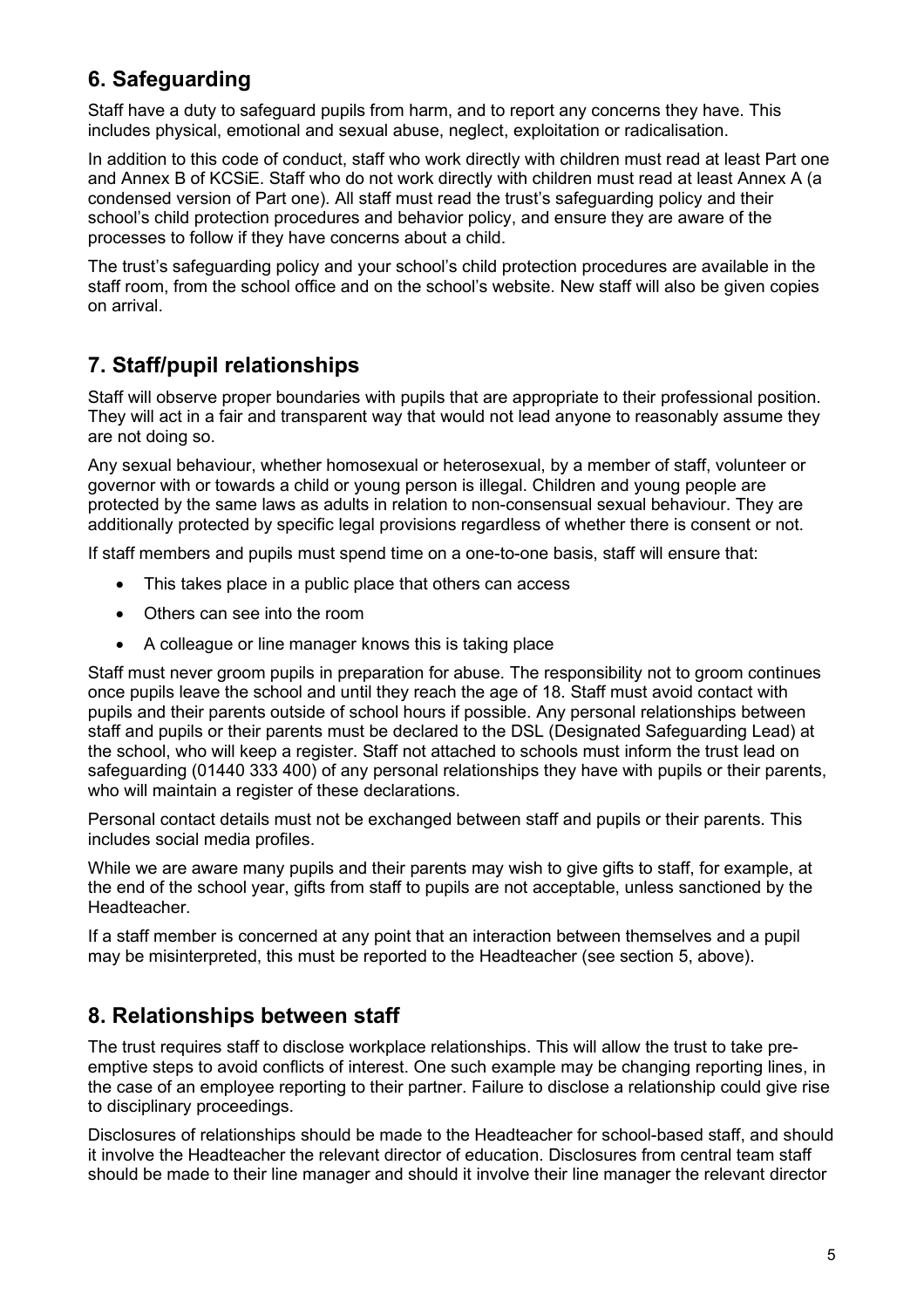## 6. Safeguarding

Staff have a duty to safeguard pupils from harm, and to report any concerns they have. This includes physical, emotional and sexual abuse, neglect, exploitation or radicalisation.

In addition to this code of conduct, staff who work directly with children must read at least Part one and Annex B of KCSiE. Staff who do not work directly with children must read at least Annex A (a condensed version of Part one). All staff must read the trust's safeguarding policy and their school's child protection procedures and behavior policy, and ensure they are aware of the processes to follow if they have concerns about a child.

The trust's safeguarding policy and your school's child protection procedures are available in the staff room, from the school office and on the school's website. New staff will also be given copies on arrival.

## 7. Staff/pupil relationships

Staff will observe proper boundaries with pupils that are appropriate to their professional position. They will act in a fair and transparent way that would not lead anyone to reasonably assume they are not doing so.

Any sexual behaviour, whether homosexual or heterosexual, by a member of staff, volunteer or governor with or towards a child or young person is illegal. Children and young people are protected by the same laws as adults in relation to non-consensual sexual behaviour. They are additionally protected by specific legal provisions regardless of whether there is consent or not.

If staff members and pupils must spend time on a one-to-one basis, staff will ensure that:

- This takes place in a public place that others can access
- Others can see into the room
- A colleague or line manager knows this is taking place

Staff must never groom pupils in preparation for abuse. The responsibility not to groom continues once pupils leave the school and until they reach the age of 18. Staff must avoid contact with pupils and their parents outside of school hours if possible. Any personal relationships between staff and pupils or their parents must be declared to the DSL (Designated Safeguarding Lead) at the school, who will keep a register. Staff not attached to schools must inform the trust lead on safeguarding (01440 333 400) of any personal relationships they have with pupils or their parents, who will maintain a register of these declarations.

Personal contact details must not be exchanged between staff and pupils or their parents. This includes social media profiles.

While we are aware many pupils and their parents may wish to give gifts to staff, for example, at the end of the school year, gifts from staff to pupils are not acceptable, unless sanctioned by the Headteacher.

If a staff member is concerned at any point that an interaction between themselves and a pupil may be misinterpreted, this must be reported to the Headteacher (see section 5, above).

## 8. Relationships between staff

The trust requires staff to disclose workplace relationships. This will allow the trust to take pre-emptive steps to avoid conflicts of interest. One such example may be changing reporting lines, in the case of an employee reporting to their partner. Failure to disclose a relationship could give rise to disciplinary proceedings.

Disclosures of relationships should be made to the Headteacher for school-based staff, and should it involve the Headteacher the relevant director of education. Disclosures from central team staff should be made to their line manager and should it involve their line manager the relevant director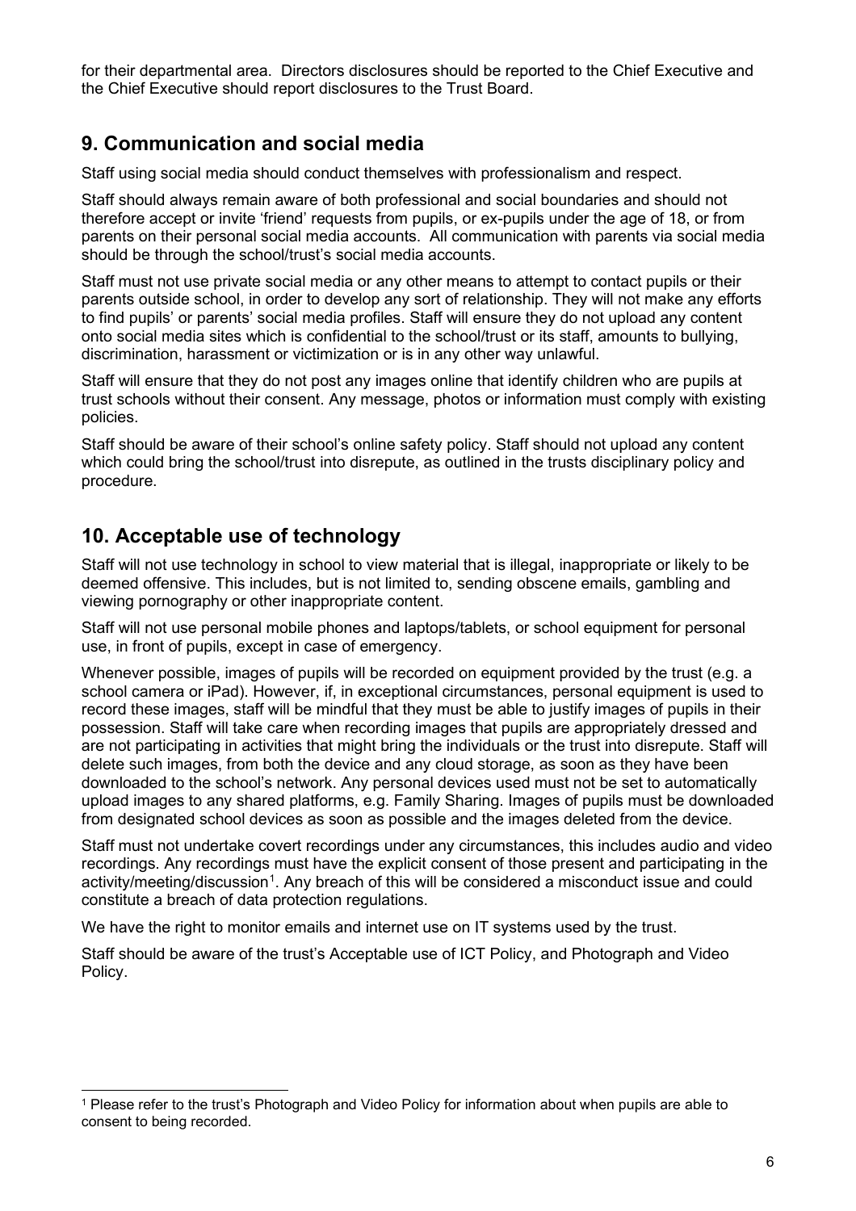for their departmental area. Directors disclosures should be reported to the Chief Executive and the Chief Executive should report disclosures to the Trust Board.

## 9. Communication and social media

Staff using social media should conduct themselves with professionalism and respect.

Staff should always remain aware of both professional and social boundaries and should not therefore accept or invite 'friend' requests from pupils, or ex-pupils under the age of 18, or from parents on their personal social media accounts. All communication with parents via social media should be through the school/trust's social media accounts.

Staff must not use private social media or any other means to attempt to contact pupils or their parents outside school, in order to develop any sort of relationship. They will not make any efforts to find pupils' or parents' social media profiles. Staff will ensure they do not upload any content onto social media sites which is confidential to the school/trust or its staff, amounts to bullying, discrimination, harassment or victimization or is in any other way unlawful.

Staff will ensure that they do not post any images online that identify children who are pupils at trust schools without their consent. Any message, photos or information must comply with existing policies.

Staff should be aware of their school's online safety policy. Staff should not upload any content which could bring the school/trust into disrepute, as outlined in the trusts disciplinary policy and procedure.

## 10. Acceptable use of technology

Staff will not use technology in school to view material that is illegal, inappropriate or likely to be deemed offensive. This includes, but is not limited to, sending obscene emails, gambling and viewing pornography or other inappropriate content.

Staff will not use personal mobile phones and laptops/tablets, or school equipment for personal use, in front of pupils, except in case of emergency.

Whenever possible, images of pupils will be recorded on equipment provided by the trust (e.g. a school camera or iPad). However, if, in exceptional circumstances, personal equipment is used to record these images, staff will be mindful that they must be able to justify images of pupils in their possession. Staff will take care when recording images that pupils are appropriately dressed and are not participating in activities that might bring the individuals or the trust into disrepute. Staff will delete such images, from both the device and any cloud storage, as soon as they have been downloaded to the school's network. Any personal devices used must not be set to automatically upload images to any shared platforms, e.g. Family Sharing. Images of pupils must be downloaded from designated school devices as soon as possible and the images deleted from the device.

Staff must not undertake covert recordings under any circumstances, this includes audio and video recordings. Any recordings must have the explicit consent of those present and participating in the activity/meeting/discussion[1]. Any breach of this will be considered a misconduct issue and could constitute a breach of data protection regulations.

We have the right to monitor emails and internet use on IT systems used by the trust.

Staff should be aware of the trust's Acceptable use of ICT Policy, and Photograph and Video Policy.

---

[1] Please refer to the trust's Photograph and Video Policy for information about when pupils are able to consent to being recorded.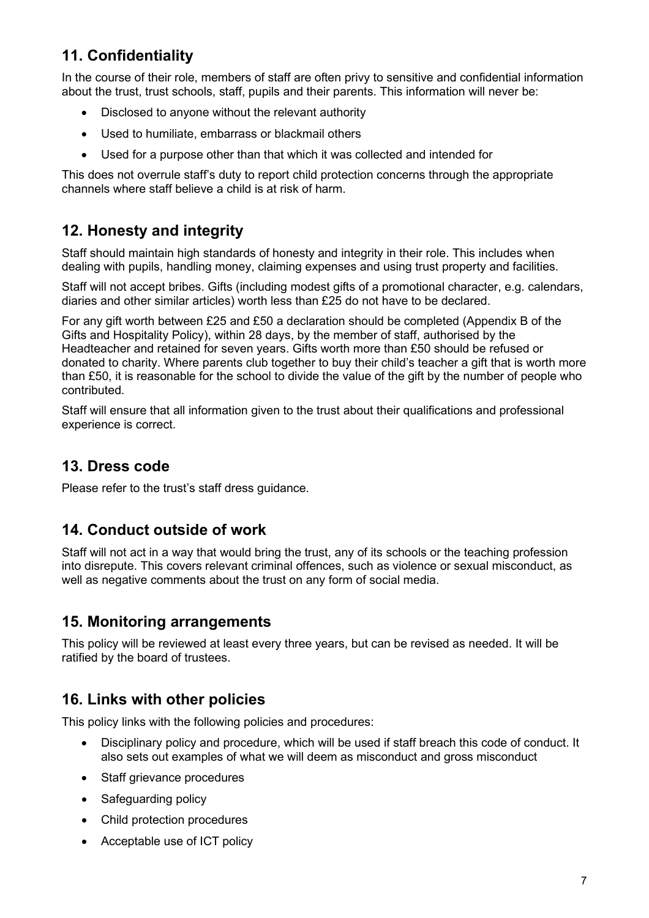## 11. Confidentiality

In the course of their role, members of staff are often privy to sensitive and confidential information about the trust, trust schools, staff, pupils and their parents. This information will never be:

- Disclosed to anyone without the relevant authority
- Used to humiliate, embarrass or blackmail others
- Used for a purpose other than that which it was collected and intended for

This does not overrule staff's duty to report child protection concerns through the appropriate channels where staff believe a child is at risk of harm.

## 12. Honesty and integrity

Staff should maintain high standards of honesty and integrity in their role. This includes when dealing with pupils, handling money, claiming expenses and using trust property and facilities.

Staff will not accept bribes. Gifts (including modest gifts of a promotional character, e.g. calendars, diaries and other similar articles) worth less than £25 do not have to be declared.

For any gift worth between £25 and £50 a declaration should be completed (Appendix B of the Gifts and Hospitality Policy), within 28 days, by the member of staff, authorised by the Headteacher and retained for seven years. Gifts worth more than £50 should be refused or donated to charity. Where parents club together to buy their child's teacher a gift that is worth more than £50, it is reasonable for the school to divide the value of the gift by the number of people who contributed.

Staff will ensure that all information given to the trust about their qualifications and professional experience is correct.

## 13. Dress code

Please refer to the trust's staff dress guidance.

## 14. Conduct outside of work

Staff will not act in a way that would bring the trust, any of its schools or the teaching profession into disrepute. This covers relevant criminal offences, such as violence or sexual misconduct, as well as negative comments about the trust on any form of social media.

## 15. Monitoring arrangements

This policy will be reviewed at least every three years, but can be revised as needed. It will be ratified by the board of trustees.

## 16. Links with other policies

This policy links with the following policies and procedures:

- Disciplinary policy and procedure, which will be used if staff breach this code of conduct. It also sets out examples of what we will deem as misconduct and gross misconduct
- Staff grievance procedures
- Safeguarding policy
- Child protection procedures
- Acceptable use of ICT policy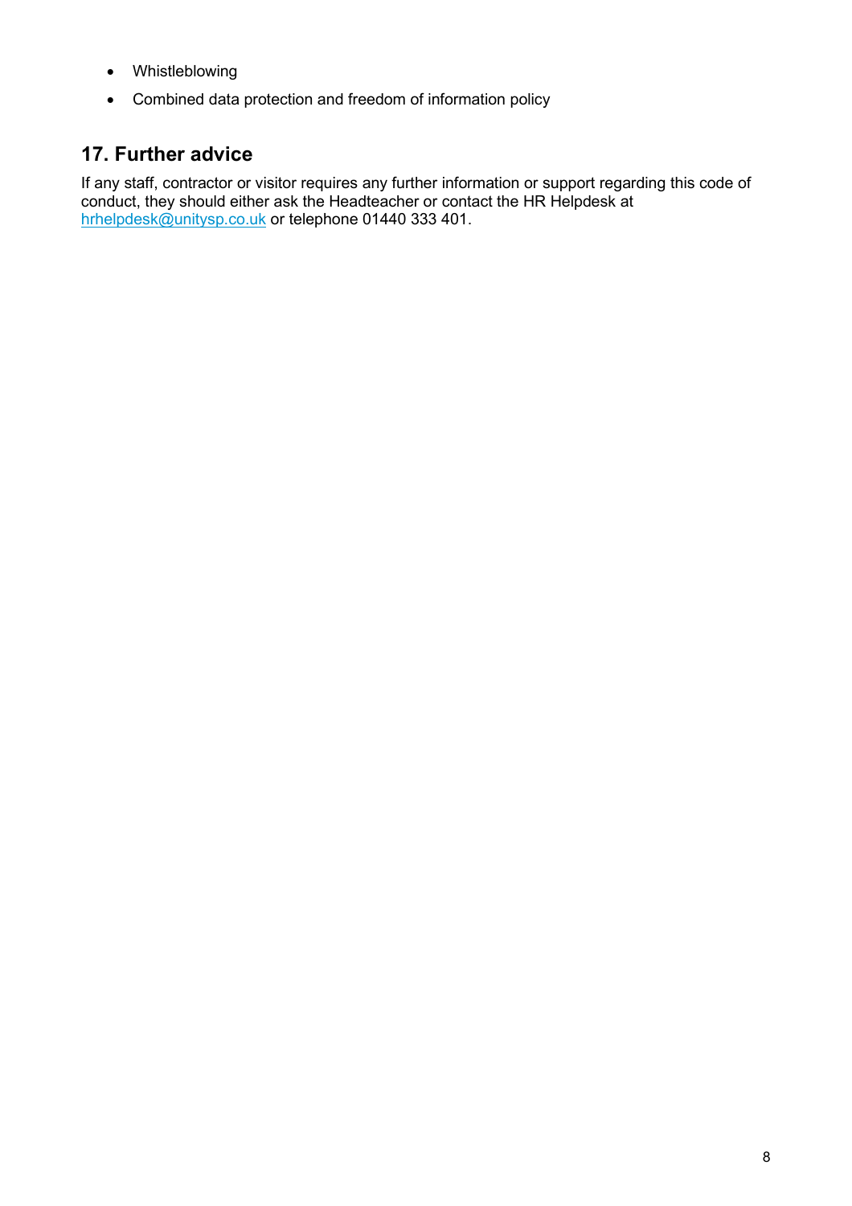- Whistleblowing
- Combined data protection and freedom of information policy

## 17. Further advice

If any staff, contractor or visitor requires any further information or support regarding this code of conduct, they should either ask the Headteacher or contact the HR Helpdesk at [hrhelpdesk@unitysp.co.uk](mailto:hrhelpdesk@unitysp.co.uk) or telephone 01440 333 401.